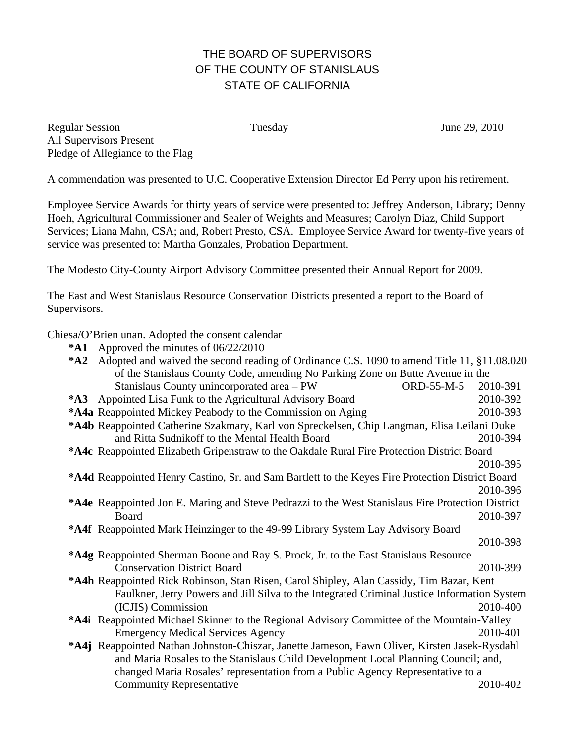# THE BOARD OF SUPERVISORS
# OF THE COUNTY OF STANISLAUS
# STATE OF CALIFORNIA

Regular Session Tuesday June 29, 2010
All Supervisors Present
Pledge of Allegiance to the Flag

A commendation was presented to U.C. Cooperative Extension Director Ed Perry upon his retirement.

Employee Service Awards for thirty years of service were presented to: Jeffrey Anderson, Library; Denny Hoeh, Agricultural Commissioner and Sealer of Weights and Measures; Carolyn Diaz, Child Support Services; Liana Mahn, CSA; and, Robert Presto, CSA. Employee Service Award for twenty-five years of service was presented to: Martha Gonzales, Probation Department.

The Modesto City-County Airport Advisory Committee presented their Annual Report for 2009.

The East and West Stanislaus Resource Conservation Districts presented a report to the Board of Supervisors.

Chiesa/O'Brien unan. Adopted the consent calendar

**\*A1** Approved the minutes of 06/22/2010

**\*A2** Adopted and waived the second reading of Ordinance C.S. 1090 to amend Title 11, §11.08.020 of the Stanislaus County Code, amending No Parking Zone on Butte Avenue in the Stanislaus County unincorporated area – PW ORD-55-M-5 2010-391

**\*A3** Appointed Lisa Funk to the Agricultural Advisory Board 2010-392

**\*A4a** Reappointed Mickey Peabody to the Commission on Aging 2010-393

**\*A4b** Reappointed Catherine Szakmary, Karl von Spreckelsen, Chip Langman, Elisa Leilani Duke and Ritta Sudnikoff to the Mental Health Board 2010-394

**\*A4c** Reappointed Elizabeth Gripenstraw to the Oakdale Rural Fire Protection District Board 2010-395

**\*A4d** Reappointed Henry Castino, Sr. and Sam Bartlett to the Keyes Fire Protection District Board 2010-396

**\*A4e** Reappointed Jon E. Maring and Steve Pedrazzi to the West Stanislaus Fire Protection District Board 2010-397

**\*A4f** Reappointed Mark Heinzinger to the 49-99 Library System Lay Advisory Board 2010-398

**\*A4g** Reappointed Sherman Boone and Ray S. Prock, Jr. to the East Stanislaus Resource Conservation District Board 2010-399

**\*A4h** Reappointed Rick Robinson, Stan Risen, Carol Shipley, Alan Cassidy, Tim Bazar, Kent Faulkner, Jerry Powers and Jill Silva to the Integrated Criminal Justice Information System (ICJIS) Commission 2010-400

**\*A4i** Reappointed Michael Skinner to the Regional Advisory Committee of the Mountain-Valley Emergency Medical Services Agency 2010-401

**\*A4j** Reappointed Nathan Johnston-Chiszar, Janette Jameson, Fawn Oliver, Kirsten Jasek-Rysdahl and Maria Rosales to the Stanislaus Child Development Local Planning Council; and, changed Maria Rosales' representation from a Public Agency Representative to a Community Representative 2010-402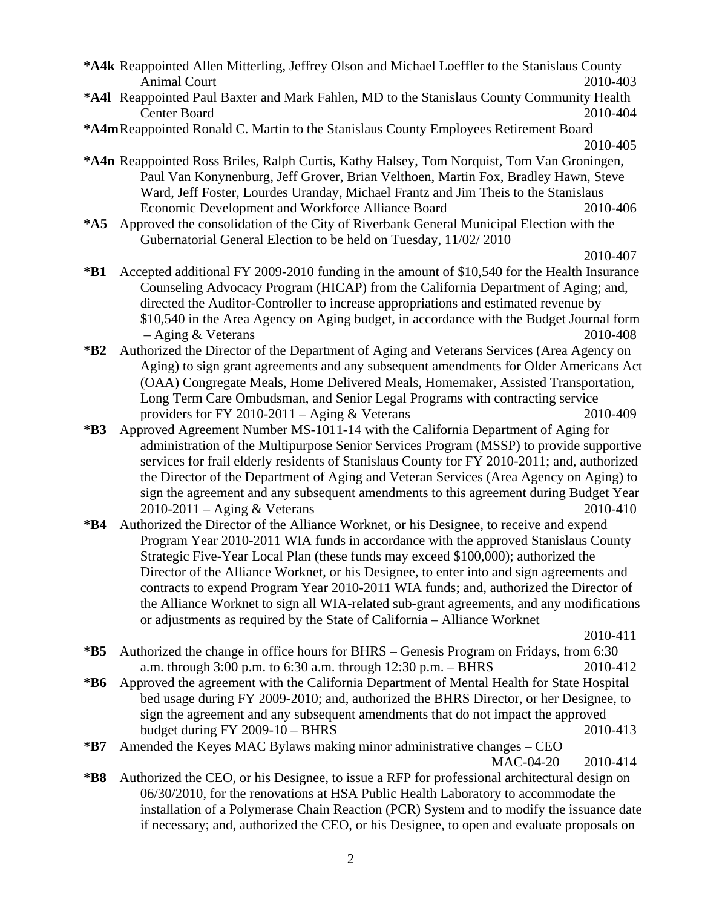**\*A4k** Reappointed Allen Mitterling, Jeffrey Olson and Michael Loeffler to the Stanislaus County Animal Court 2010-403

**\*A4l** Reappointed Paul Baxter and Mark Fahlen, MD to the Stanislaus County Community Health Center Board 2010-404

**\*A4m** Reappointed Ronald C. Martin to the Stanislaus County Employees Retirement Board 2010-405

**\*A4n** Reappointed Ross Briles, Ralph Curtis, Kathy Halsey, Tom Norquist, Tom Van Groningen, Paul Van Konynenburg, Jeff Grover, Brian Velthoen, Martin Fox, Bradley Hawn, Steve Ward, Jeff Foster, Lourdes Uranday, Michael Frantz and Jim Theis to the Stanislaus Economic Development and Workforce Alliance Board 2010-406

**\*A5** Approved the consolidation of the City of Riverbank General Municipal Election with the Gubernatorial General Election to be held on Tuesday, 11/02/ 2010 2010-407

**\*B1** Accepted additional FY 2009-2010 funding in the amount of $10,540 for the Health Insurance Counseling Advocacy Program (HICAP) from the California Department of Aging; and, directed the Auditor-Controller to increase appropriations and estimated revenue by $10,540 in the Area Agency on Aging budget, in accordance with the Budget Journal form – Aging & Veterans 2010-408

**\*B2** Authorized the Director of the Department of Aging and Veterans Services (Area Agency on Aging) to sign grant agreements and any subsequent amendments for Older Americans Act (OAA) Congregate Meals, Home Delivered Meals, Homemaker, Assisted Transportation, Long Term Care Ombudsman, and Senior Legal Programs with contracting service providers for FY 2010-2011 – Aging & Veterans 2010-409

**\*B3** Approved Agreement Number MS-1011-14 with the California Department of Aging for administration of the Multipurpose Senior Services Program (MSSP) to provide supportive services for frail elderly residents of Stanislaus County for FY 2010-2011; and, authorized the Director of the Department of Aging and Veteran Services (Area Agency on Aging) to sign the agreement and any subsequent amendments to this agreement during Budget Year 2010-2011 – Aging & Veterans 2010-410

**\*B4** Authorized the Director of the Alliance Worknet, or his Designee, to receive and expend Program Year 2010-2011 WIA funds in accordance with the approved Stanislaus County Strategic Five-Year Local Plan (these funds may exceed $100,000); authorized the Director of the Alliance Worknet, or his Designee, to enter into and sign agreements and contracts to expend Program Year 2010-2011 WIA funds; and, authorized the Director of the Alliance Worknet to sign all WIA-related sub-grant agreements, and any modifications or adjustments as required by the State of California – Alliance Worknet 2010-411

**\*B5** Authorized the change in office hours for BHRS – Genesis Program on Fridays, from 6:30 a.m. through 3:00 p.m. to 6:30 a.m. through 12:30 p.m. – BHRS 2010-412

**\*B6** Approved the agreement with the California Department of Mental Health for State Hospital bed usage during FY 2009-2010; and, authorized the BHRS Director, or her Designee, to sign the agreement and any subsequent amendments that do not impact the approved budget during FY 2009-10 – BHRS 2010-413

**\*B7** Amended the Keyes MAC Bylaws making minor administrative changes – CEO MAC-04-20 2010-414

**\*B8** Authorized the CEO, or his Designee, to issue a RFP for professional architectural design on 06/30/2010, for the renovations at HSA Public Health Laboratory to accommodate the installation of a Polymerase Chain Reaction (PCR) System and to modify the issuance date if necessary; and, authorized the CEO, or his Designee, to open and evaluate proposals on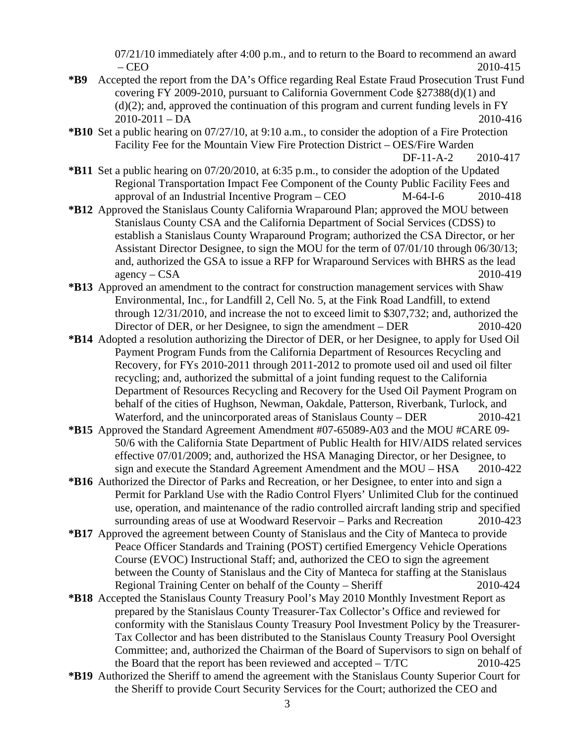07/21/10 immediately after 4:00 p.m., and to return to the Board to recommend an award – CEO 2010-415

**\*B9** Accepted the report from the DA's Office regarding Real Estate Fraud Prosecution Trust Fund covering FY 2009-2010, pursuant to California Government Code §27388(d)(1) and (d)(2); and, approved the continuation of this program and current funding levels in FY 2010-2011 – DA 2010-416

**\*B10** Set a public hearing on 07/27/10, at 9:10 a.m., to consider the adoption of a Fire Protection Facility Fee for the Mountain View Fire Protection District – OES/Fire Warden DF-11-A-2 2010-417

**\*B11** Set a public hearing on 07/20/2010, at 6:35 p.m., to consider the adoption of the Updated Regional Transportation Impact Fee Component of the County Public Facility Fees and approval of an Industrial Incentive Program – CEO M-64-I-6 2010-418

**\*B12** Approved the Stanislaus County California Wraparound Plan; approved the MOU between Stanislaus County CSA and the California Department of Social Services (CDSS) to establish a Stanislaus County Wraparound Program; authorized the CSA Director, or her Assistant Director Designee, to sign the MOU for the term of 07/01/10 through 06/30/13; and, authorized the GSA to issue a RFP for Wraparound Services with BHRS as the lead agency – CSA 2010-419

**\*B13** Approved an amendment to the contract for construction management services with Shaw Environmental, Inc., for Landfill 2, Cell No. 5, at the Fink Road Landfill, to extend through 12/31/2010, and increase the not to exceed limit to $307,732; and, authorized the Director of DER, or her Designee, to sign the amendment – DER 2010-420

**\*B14** Adopted a resolution authorizing the Director of DER, or her Designee, to apply for Used Oil Payment Program Funds from the California Department of Resources Recycling and Recovery, for FYs 2010-2011 through 2011-2012 to promote used oil and used oil filter recycling; and, authorized the submittal of a joint funding request to the California Department of Resources Recycling and Recovery for the Used Oil Payment Program on behalf of the cities of Hughson, Newman, Oakdale, Patterson, Riverbank, Turlock, and Waterford, and the unincorporated areas of Stanislaus County – DER 2010-421

**\*B15** Approved the Standard Agreement Amendment #07-65089-A03 and the MOU #CARE 09-50/6 with the California State Department of Public Health for HIV/AIDS related services effective 07/01/2009; and, authorized the HSA Managing Director, or her Designee, to sign and execute the Standard Agreement Amendment and the MOU – HSA 2010-422

**\*B16** Authorized the Director of Parks and Recreation, or her Designee, to enter into and sign a Permit for Parkland Use with the Radio Control Flyers' Unlimited Club for the continued use, operation, and maintenance of the radio controlled aircraft landing strip and specified surrounding areas of use at Woodward Reservoir – Parks and Recreation 2010-423

**\*B17** Approved the agreement between County of Stanislaus and the City of Manteca to provide Peace Officer Standards and Training (POST) certified Emergency Vehicle Operations Course (EVOC) Instructional Staff; and, authorized the CEO to sign the agreement between the County of Stanislaus and the City of Manteca for staffing at the Stanislaus Regional Training Center on behalf of the County – Sheriff 2010-424

**\*B18** Accepted the Stanislaus County Treasury Pool's May 2010 Monthly Investment Report as prepared by the Stanislaus County Treasurer-Tax Collector's Office and reviewed for conformity with the Stanislaus County Treasury Pool Investment Policy by the Treasurer-Tax Collector and has been distributed to the Stanislaus County Treasury Pool Oversight Committee; and, authorized the Chairman of the Board of Supervisors to sign on behalf of the Board that the report has been reviewed and accepted – T/TC 2010-425

**\*B19** Authorized the Sheriff to amend the agreement with the Stanislaus County Superior Court for the Sheriff to provide Court Security Services for the Court; authorized the CEO and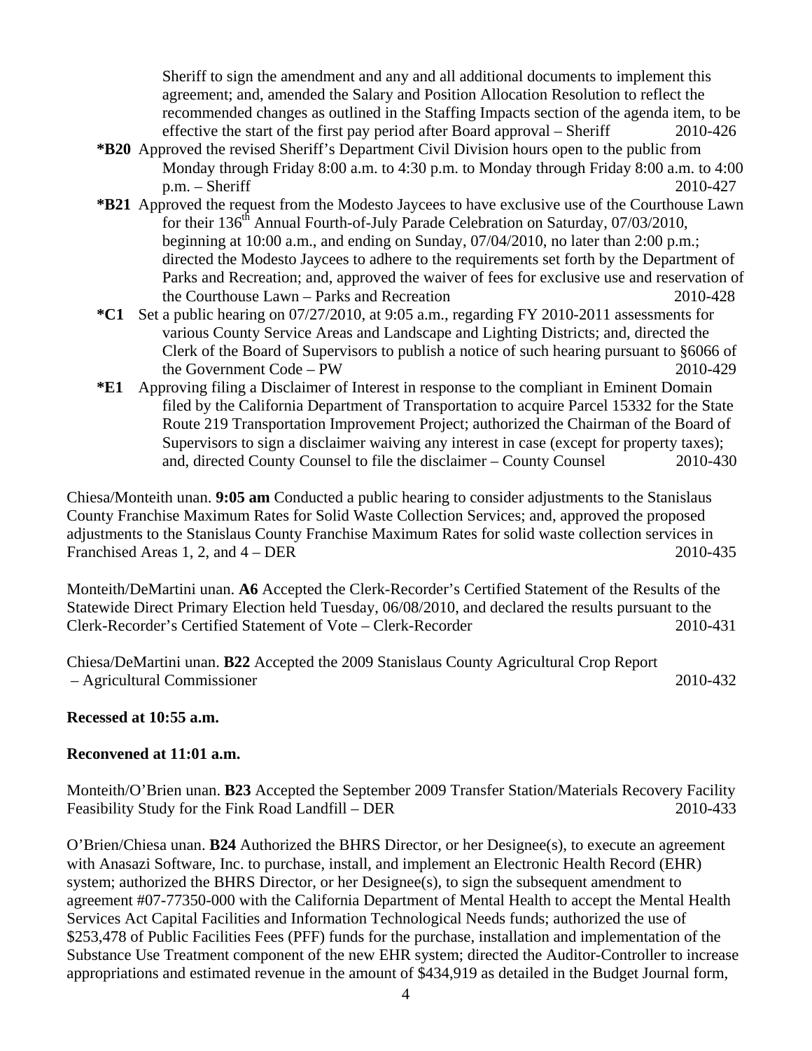Sheriff to sign the amendment and any and all additional documents to implement this agreement; and, amended the Salary and Position Allocation Resolution to reflect the recommended changes as outlined in the Staffing Impacts section of the agenda item, to be effective the start of the first pay period after Board approval – Sheriff 2010-426

**\*B20** Approved the revised Sheriff's Department Civil Division hours open to the public from Monday through Friday 8:00 a.m. to 4:30 p.m. to Monday through Friday 8:00 a.m. to 4:00 p.m. – Sheriff 2010-427

**\*B21** Approved the request from the Modesto Jaycees to have exclusive use of the Courthouse Lawn for their 136th Annual Fourth-of-July Parade Celebration on Saturday, 07/03/2010, beginning at 10:00 a.m., and ending on Sunday, 07/04/2010, no later than 2:00 p.m.; directed the Modesto Jaycees to adhere to the requirements set forth by the Department of Parks and Recreation; and, approved the waiver of fees for exclusive use and reservation of the Courthouse Lawn – Parks and Recreation 2010-428

**\*C1** Set a public hearing on 07/27/2010, at 9:05 a.m., regarding FY 2010-2011 assessments for various County Service Areas and Landscape and Lighting Districts; and, directed the Clerk of the Board of Supervisors to publish a notice of such hearing pursuant to §6066 of the Government Code – PW 2010-429

**\*E1** Approving filing a Disclaimer of Interest in response to the compliant in Eminent Domain filed by the California Department of Transportation to acquire Parcel 15332 for the State Route 219 Transportation Improvement Project; authorized the Chairman of the Board of Supervisors to sign a disclaimer waiving any interest in case (except for property taxes); and, directed County Counsel to file the disclaimer – County Counsel 2010-430

Chiesa/Monteith unan. **9:05 am** Conducted a public hearing to consider adjustments to the Stanislaus County Franchise Maximum Rates for Solid Waste Collection Services; and, approved the proposed adjustments to the Stanislaus County Franchise Maximum Rates for solid waste collection services in Franchised Areas 1, 2, and 4 – DER 2010-435

Monteith/DeMartini unan. **A6** Accepted the Clerk-Recorder's Certified Statement of the Results of the Statewide Direct Primary Election held Tuesday, 06/08/2010, and declared the results pursuant to the Clerk-Recorder's Certified Statement of Vote – Clerk-Recorder 2010-431

Chiesa/DeMartini unan. **B22** Accepted the 2009 Stanislaus County Agricultural Crop Report – Agricultural Commissioner 2010-432

**Recessed at 10:55 a.m.**

**Reconvened at 11:01 a.m.**

Monteith/O'Brien unan. **B23** Accepted the September 2009 Transfer Station/Materials Recovery Facility Feasibility Study for the Fink Road Landfill – DER 2010-433

O'Brien/Chiesa unan. **B24** Authorized the BHRS Director, or her Designee(s), to execute an agreement with Anasazi Software, Inc. to purchase, install, and implement an Electronic Health Record (EHR) system; authorized the BHRS Director, or her Designee(s), to sign the subsequent amendment to agreement #07-77350-000 with the California Department of Mental Health to accept the Mental Health Services Act Capital Facilities and Information Technological Needs funds; authorized the use of $253,478 of Public Facilities Fees (PFF) funds for the purchase, installation and implementation of the Substance Use Treatment component of the new EHR system; directed the Auditor-Controller to increase appropriations and estimated revenue in the amount of $434,919 as detailed in the Budget Journal form,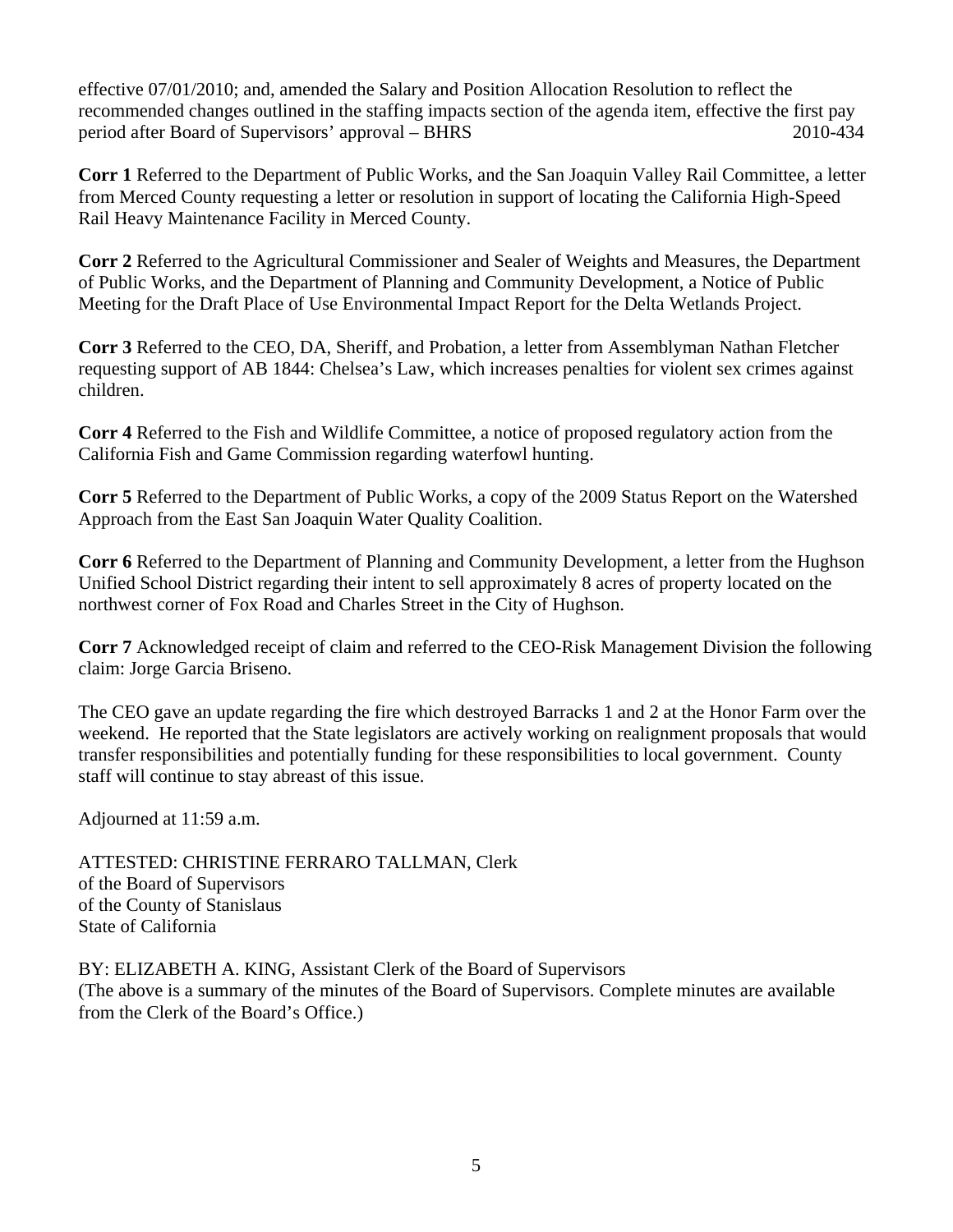effective 07/01/2010; and, amended the Salary and Position Allocation Resolution to reflect the recommended changes outlined in the staffing impacts section of the agenda item, effective the first pay period after Board of Supervisors' approval – BHRS 2010-434

**Corr 1** Referred to the Department of Public Works, and the San Joaquin Valley Rail Committee, a letter from Merced County requesting a letter or resolution in support of locating the California High-Speed Rail Heavy Maintenance Facility in Merced County.

**Corr 2** Referred to the Agricultural Commissioner and Sealer of Weights and Measures, the Department of Public Works, and the Department of Planning and Community Development, a Notice of Public Meeting for the Draft Place of Use Environmental Impact Report for the Delta Wetlands Project.

**Corr 3** Referred to the CEO, DA, Sheriff, and Probation, a letter from Assemblyman Nathan Fletcher requesting support of AB 1844: Chelsea's Law, which increases penalties for violent sex crimes against children.

**Corr 4** Referred to the Fish and Wildlife Committee, a notice of proposed regulatory action from the California Fish and Game Commission regarding waterfowl hunting.

**Corr 5** Referred to the Department of Public Works, a copy of the 2009 Status Report on the Watershed Approach from the East San Joaquin Water Quality Coalition.

**Corr 6** Referred to the Department of Planning and Community Development, a letter from the Hughson Unified School District regarding their intent to sell approximately 8 acres of property located on the northwest corner of Fox Road and Charles Street in the City of Hughson.

**Corr 7** Acknowledged receipt of claim and referred to the CEO-Risk Management Division the following claim: Jorge Garcia Briseno.

The CEO gave an update regarding the fire which destroyed Barracks 1 and 2 at the Honor Farm over the weekend. He reported that the State legislators are actively working on realignment proposals that would transfer responsibilities and potentially funding for these responsibilities to local government. County staff will continue to stay abreast of this issue.

Adjourned at 11:59 a.m.

ATTESTED: CHRISTINE FERRARO TALLMAN, Clerk
of the Board of Supervisors
of the County of Stanislaus
State of California

BY: ELIZABETH A. KING, Assistant Clerk of the Board of Supervisors
(The above is a summary of the minutes of the Board of Supervisors. Complete minutes are available from the Clerk of the Board's Office.)